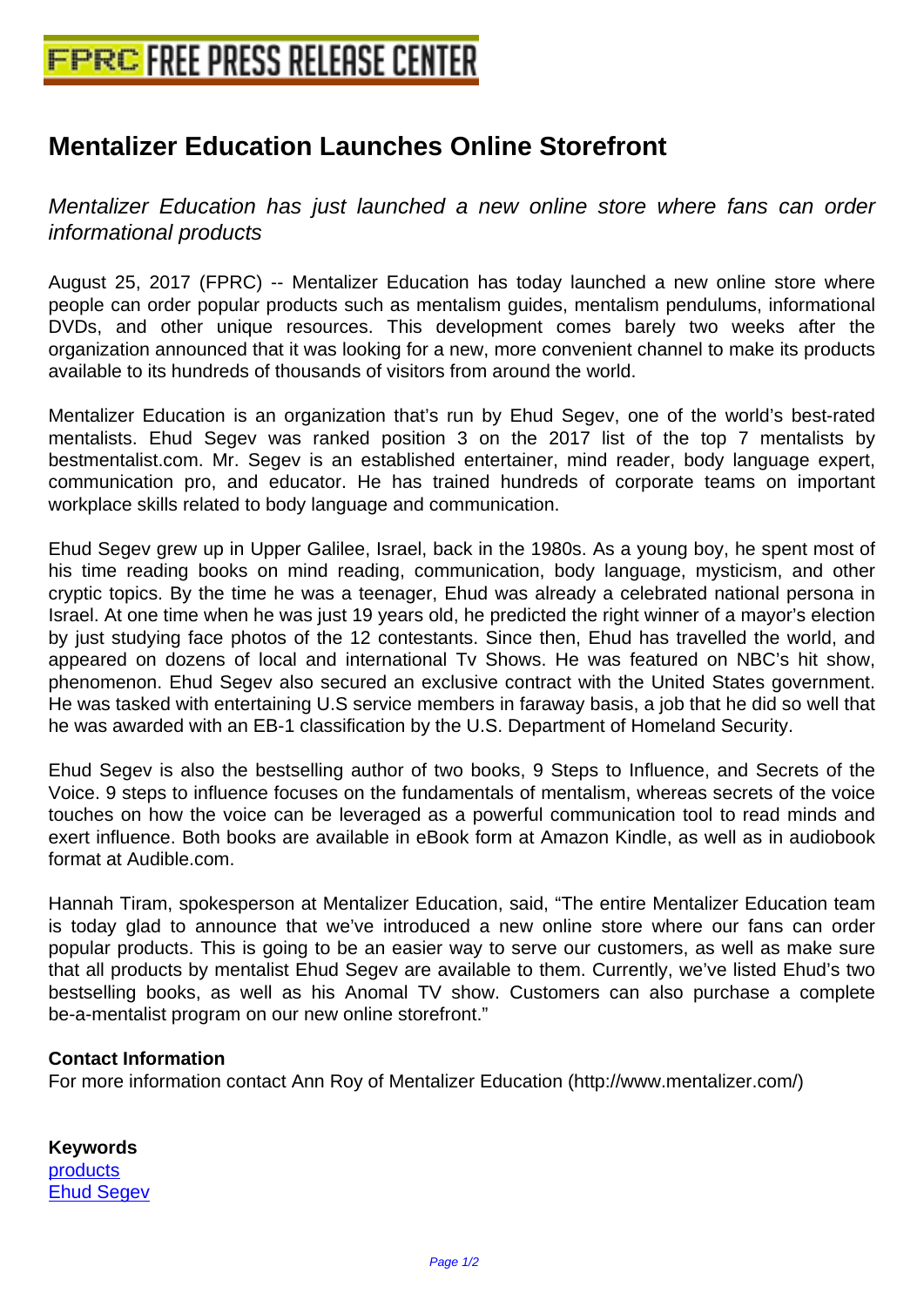# Mentalizer Education Launches Online Storefront

*Mentalizer Education has just launched a new online store where fans can order informational products*

August 25, 2017 (FPRC) -- Mentalizer Education has today launched a new online store where people can order popular products such as mentalism guides, mentalism pendulums, informational DVDs, and other unique resources. This development comes barely two weeks after the organization announced that it was looking for a new, more convenient channel to make its products available to its hundreds of thousands of visitors from around the world.

Mentalizer Education is an organization that's run by Ehud Segev, one of the world's best-rated mentalists. Ehud Segev was ranked position 3 on the 2017 list of the top 7 mentalists by bestmentalist.com. Mr. Segev is an established entertainer, mind reader, body language expert, communication pro, and educator. He has trained hundreds of corporate teams on important workplace skills related to body language and communication.

Ehud Segev grew up in Upper Galilee, Israel, back in the 1980s. As a young boy, he spent most of his time reading books on mind reading, communication, body language, mysticism, and other cryptic topics. By the time he was a teenager, Ehud was already a celebrated national persona in Israel. At one time when he was just 19 years old, he predicted the right winner of a mayor's election by just studying face photos of the 12 contestants. Since then, Ehud has travelled the world, and appeared on dozens of local and international Tv Shows. He was featured on NBC's hit show, phenomenon. Ehud Segev also secured an exclusive contract with the United States government. He was tasked with entertaining U.S service members in faraway basis, a job that he did so well that he was awarded with an EB-1 classification by the U.S. Department of Homeland Security.

Ehud Segev is also the bestselling author of two books, 9 Steps to Influence, and Secrets of the Voice. 9 steps to influence focuses on the fundamentals of mentalism, whereas secrets of the voice touches on how the voice can be leveraged as a powerful communication tool to read minds and exert influence. Both books are available in eBook form at Amazon Kindle, as well as in audiobook format at Audible.com.

Hannah Tiram, spokesperson at Mentalizer Education, said, "The entire Mentalizer Education team is today glad to announce that we've introduced a new online store where our fans can order popular products. This is going to be an easier way to serve our customers, as well as make sure that all products by mentalist Ehud Segev are available to them. Currently, we've listed Ehud's two bestselling books, as well as his Anomal TV show. Customers can also purchase a complete be-a-mentalist program on our new online storefront."

**Contact Information**

For more information contact Ann Roy of Mentalizer Education (http://www.mentalizer.com/)

**Keywords**

products
Ehud Segev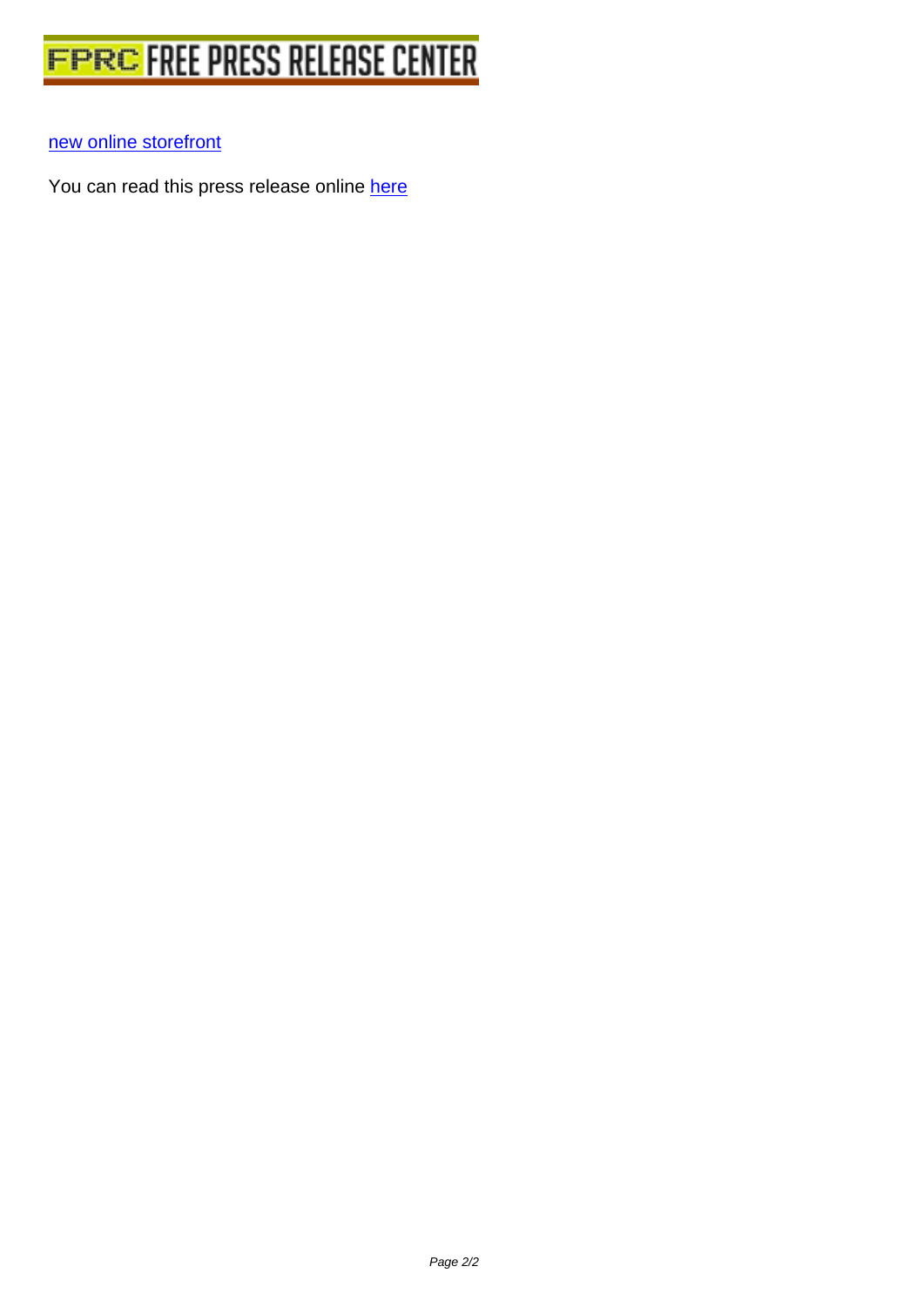new online storefront

You can read this press release online here